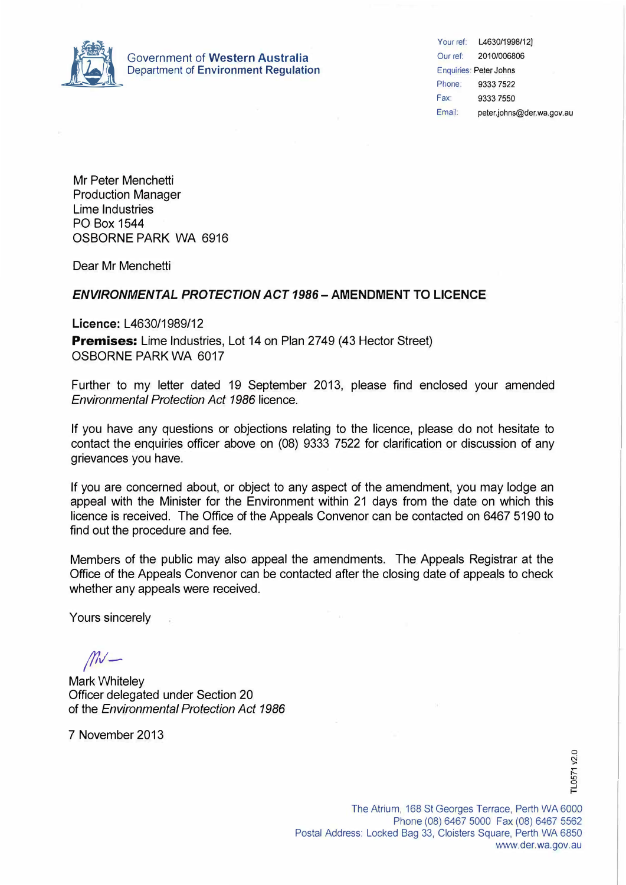Government of **Western Australia**
Department of **Environment Regulation**

| | |
|---|---|
| Your ref: | L4630/1998/12] |
| Our ref: | 2010/006806 |
| Enquiries: | Peter Johns |
| Phone: | 9333 7522 |
| Fax: | 9333 7550 |
| Email: | peter.johns@der.wa.gov.au |

Mr Peter Menchetti
Production Manager
Lime Industries
PO Box 1544
OSBORNE PARK WA 6916

Dear Mr Menchetti

***ENVIRONMENTAL PROTECTION ACT 1986*** **– AMENDMENT TO LICENCE**

**Licence:** L4630/1989/12
**Premises:** Lime Industries, Lot 14 on Plan 2749 (43 Hector Street)
OSBORNE PARK WA 6017

Further to my letter dated 19 September 2013, please find enclosed your amended *Environmental Protection Act 1986* licence.

If you have any questions or objections relating to the licence, please do not hesitate to contact the enquiries officer above on (08) 9333 7522 for clarification or discussion of any grievances you have.

If you are concerned about, or object to any aspect of the amendment, you may lodge an appeal with the Minister for the Environment within 21 days from the date on which this licence is received. The Office of the Appeals Convenor can be contacted on 6467 5190 to find out the procedure and fee.

Members of the public may also appeal the amendments. The Appeals Registrar at the Office of the Appeals Convenor can be contacted after the closing date of appeals to check whether any appeals were received.

Yours sincerely

Mark Whiteley
Officer delegated under Section 20
of the *Environmental Protection Act 1986*

7 November 2013

TL0571 v2.0

The Atrium, 168 St Georges Terrace, Perth WA 6000
Phone (08) 6467 5000 Fax (08) 6467 5562
Postal Address: Locked Bag 33, Cloisters Square, Perth WA 6850
www.der.wa.gov.au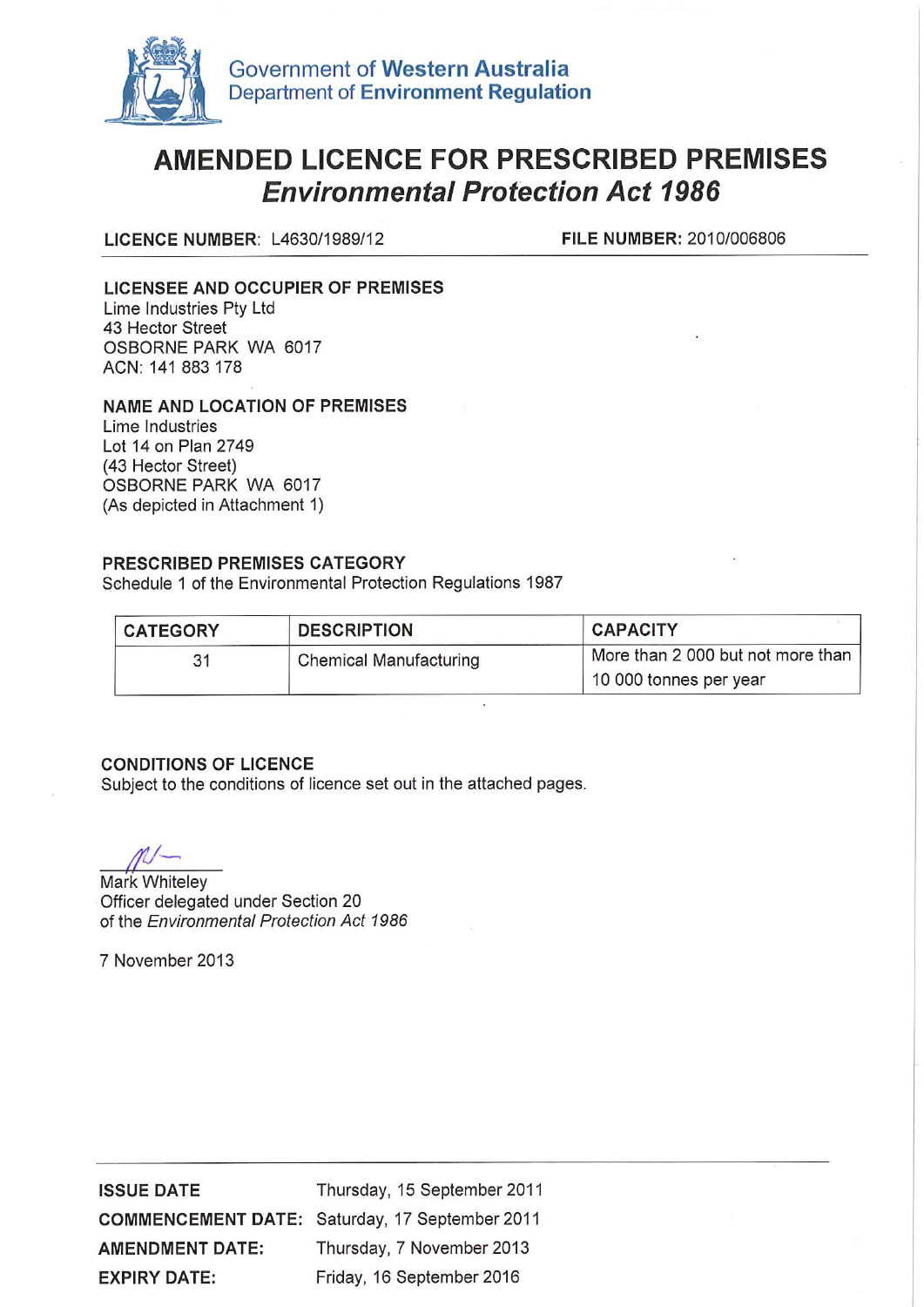Government of **Western Australia**
Department of **Environment Regulation**

# AMENDED LICENCE FOR PRESCRIBED PREMISES
## *Environmental Protection Act 1986*

**LICENCE NUMBER**: L4630/1989/12 **FILE NUMBER:** 2010/006806

**LICENSEE AND OCCUPIER OF PREMISES**
Lime Industries Pty Ltd
43 Hector Street
OSBORNE PARK WA 6017
ACN: 141 883 178

**NAME AND LOCATION OF PREMISES**
Lime Industries
Lot 14 on Plan 2749
(43 Hector Street)
OSBORNE PARK WA 6017
(As depicted in Attachment 1)

**PRESCRIBED PREMISES CATEGORY**
Schedule 1 of the Environmental Protection Regulations 1987

| CATEGORY | DESCRIPTION | CAPACITY |
|---|---|---|
| 31 | Chemical Manufacturing | More than 2 000 but not more than 10 000 tonnes per year |

**CONDITIONS OF LICENCE**
Subject to the conditions of licence set out in the attached pages.

Mark Whiteley
Officer delegated under Section 20
of the *Environmental Protection Act 1986*

7 November 2013

| | |
|---|---|
| **ISSUE DATE** | Thursday, 15 September 2011 |
| **COMMENCEMENT DATE:** | Saturday, 17 September 2011 |
| **AMENDMENT DATE:** | Thursday, 7 November 2013 |
| **EXPIRY DATE:** | Friday, 16 September 2016 |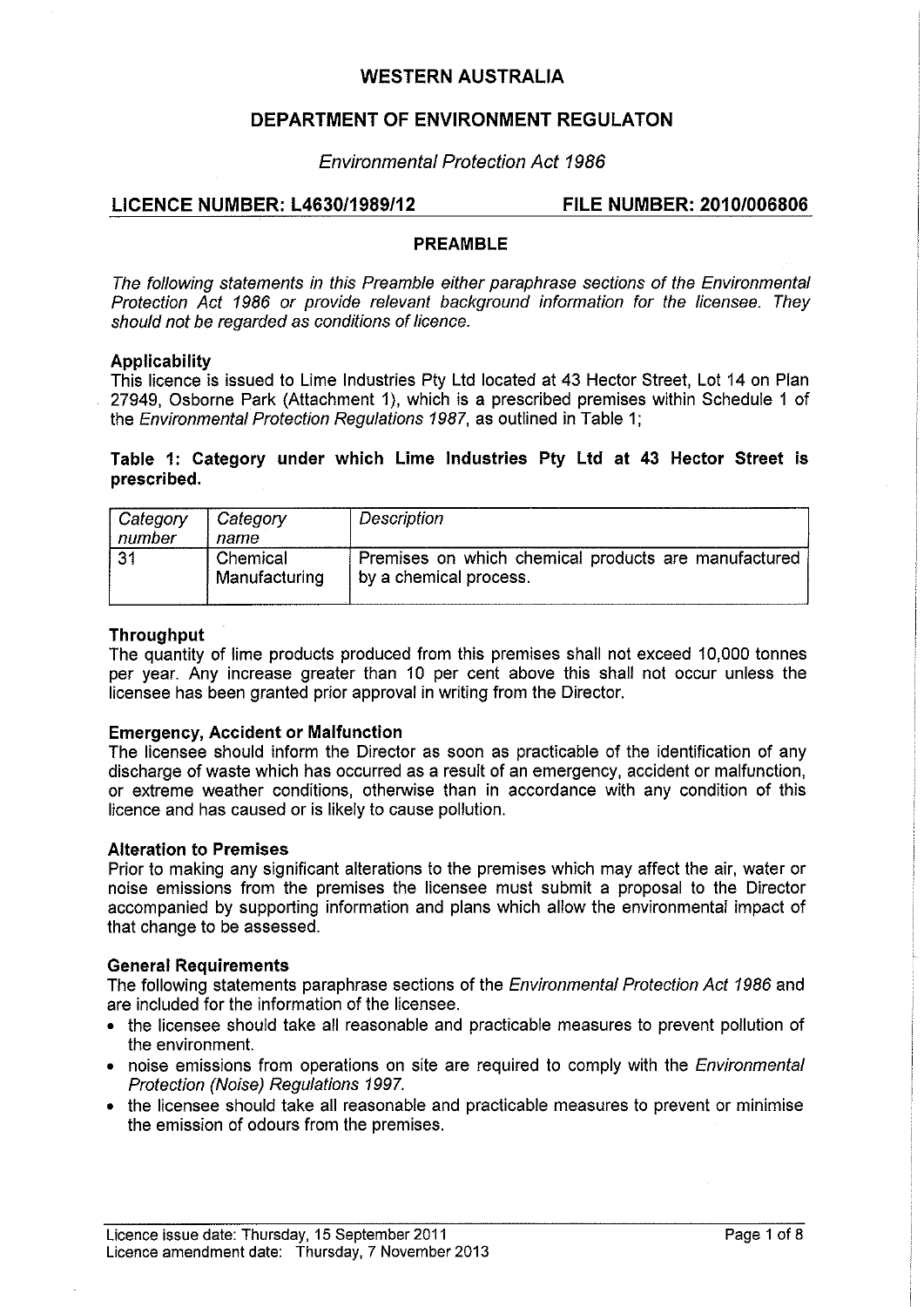# WESTERN AUSTRALIA

## DEPARTMENT OF ENVIRONMENT REGULATON

*Environmental Protection Act 1986*

**LICENCE NUMBER: L4630/1989/12** **FILE NUMBER: 2010/006806**

### PREAMBLE

*The following statements in this Preamble either paraphrase sections of the Environmental Protection Act 1986 or provide relevant background information for the licensee. They should not be regarded as conditions of licence.*

**Applicability**

This licence is issued to Lime Industries Pty Ltd located at 43 Hector Street, Lot 14 on Plan 27949, Osborne Park (Attachment 1), which is a prescribed premises within Schedule 1 of the *Environmental Protection Regulations 1987*, as outlined in Table 1;

**Table 1: Category under which Lime Industries Pty Ltd at 43 Hector Street is prescribed.**

| *Category number* | *Category name* | *Description* |
|---|---|---|
| 31 | Chemical Manufacturing | Premises on which chemical products are manufactured by a chemical process. |

**Throughput**

The quantity of lime products produced from this premises shall not exceed 10,000 tonnes per year. Any increase greater than 10 per cent above this shall not occur unless the licensee has been granted prior approval in writing from the Director.

**Emergency, Accident or Malfunction**

The licensee should inform the Director as soon as practicable of the identification of any discharge of waste which has occurred as a result of an emergency, accident or malfunction, or extreme weather conditions, otherwise than in accordance with any condition of this licence and has caused or is likely to cause pollution.

**Alteration to Premises**

Prior to making any significant alterations to the premises which may affect the air, water or noise emissions from the premises the licensee must submit a proposal to the Director accompanied by supporting information and plans which allow the environmental impact of that change to be assessed.

**General Requirements**

The following statements paraphrase sections of the *Environmental Protection Act 1986* and are included for the information of the licensee.

- the licensee should take all reasonable and practicable measures to prevent pollution of the environment.
- noise emissions from operations on site are required to comply with the *Environmental Protection (Noise) Regulations 1997.*
- the licensee should take all reasonable and practicable measures to prevent or minimise the emission of odours from the premises.

Licence issue date: Thursday, 15 September 2011
Licence amendment date: Thursday, 7 November 2013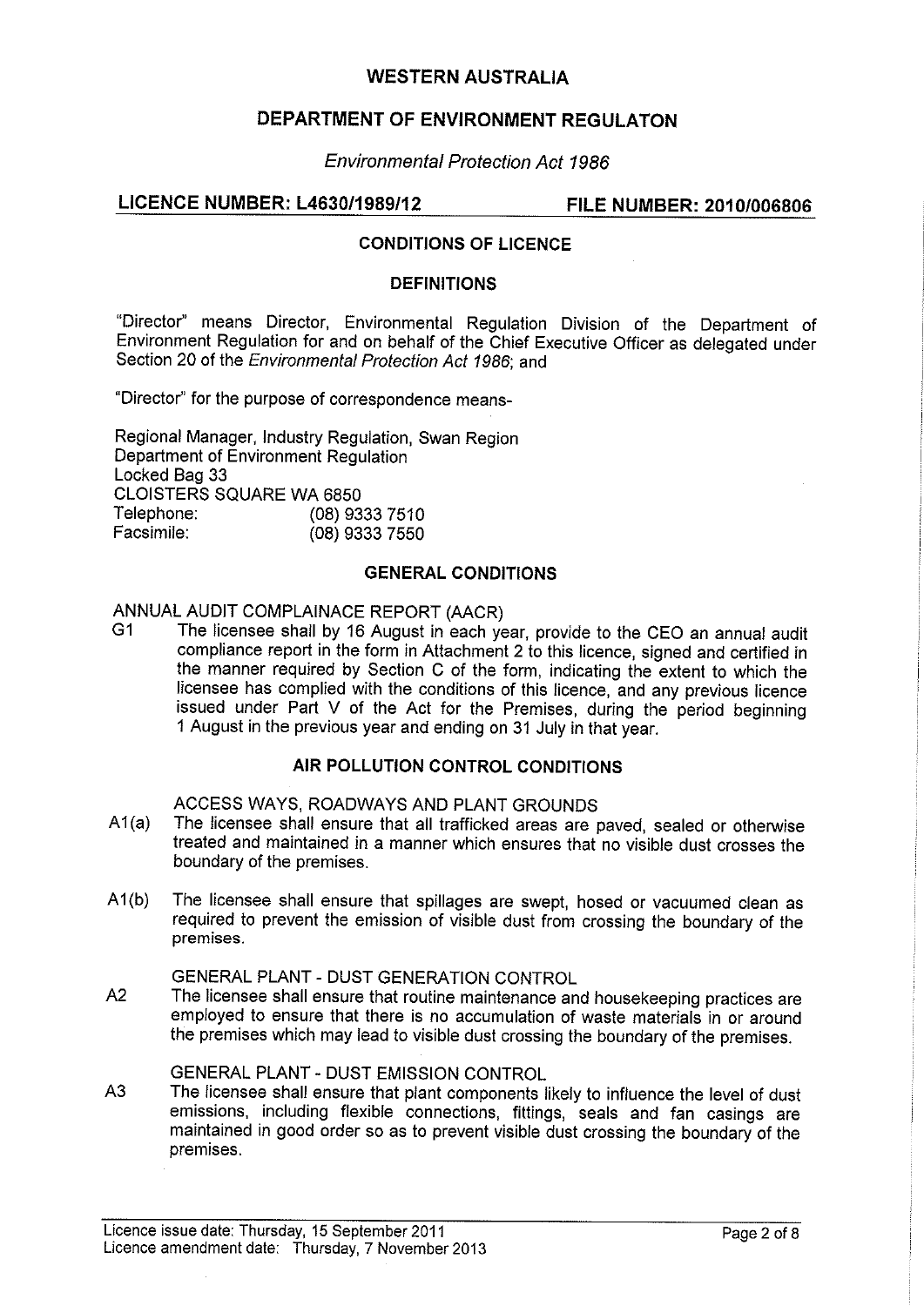# WESTERN AUSTRALIA

## DEPARTMENT OF ENVIRONMENT REGULATON

*Environmental Protection Act 1986*

**LICENCE NUMBER: L4630/1989/12** **FILE NUMBER: 2010/006806**

### CONDITIONS OF LICENCE

### DEFINITIONS

"Director" means Director, Environmental Regulation Division of the Department of Environment Regulation for and on behalf of the Chief Executive Officer as delegated under Section 20 of the *Environmental Protection Act 1986*; and

"Director" for the purpose of correspondence means-

Regional Manager, Industry Regulation, Swan Region
Department of Environment Regulation
Locked Bag 33
CLOISTERS SQUARE WA 6850
Telephone: (08) 9333 7510
Facsimile: (08) 9333 7550

### GENERAL CONDITIONS

ANNUAL AUDIT COMPLAINACE REPORT (AACR)

G1 The licensee shall by 16 August in each year, provide to the CEO an annual audit compliance report in the form in Attachment 2 to this licence, signed and certified in the manner required by Section C of the form, indicating the extent to which the licensee has complied with the conditions of this licence, and any previous licence issued under Part V of the Act for the Premises, during the period beginning 1 August in the previous year and ending on 31 July in that year.

### AIR POLLUTION CONTROL CONDITIONS

ACCESS WAYS, ROADWAYS AND PLANT GROUNDS

A1(a) The licensee shall ensure that all trafficked areas are paved, sealed or otherwise treated and maintained in a manner which ensures that no visible dust crosses the boundary of the premises.

A1(b) The licensee shall ensure that spillages are swept, hosed or vacuumed clean as required to prevent the emission of visible dust from crossing the boundary of the premises.

GENERAL PLANT - DUST GENERATION CONTROL

A2 The licensee shall ensure that routine maintenance and housekeeping practices are employed to ensure that there is no accumulation of waste materials in or around the premises which may lead to visible dust crossing the boundary of the premises.

GENERAL PLANT - DUST EMISSION CONTROL

A3 The licensee shall ensure that plant components likely to influence the level of dust emissions, including flexible connections, fittings, seals and fan casings are maintained in good order so as to prevent visible dust crossing the boundary of the premises.

Licence issue date: Thursday, 15 September 2011
Licence amendment date: Thursday, 7 November 2013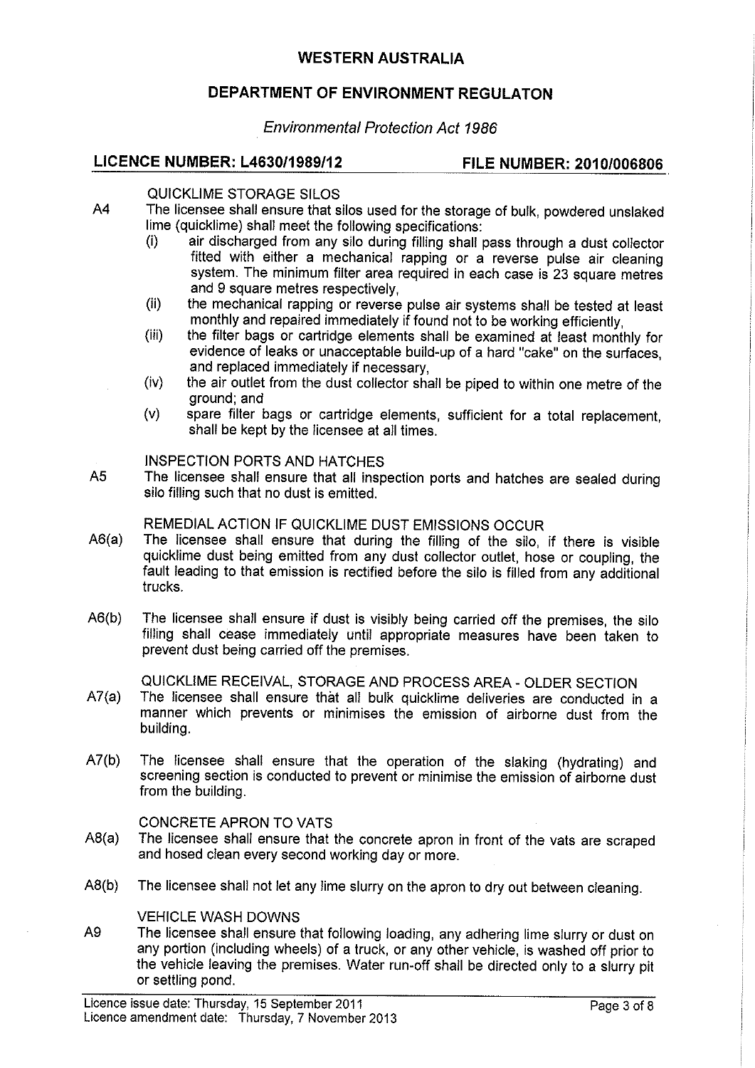QUICKLIME STORAGE SILOS

A4 The licensee shall ensure that silos used for the storage of bulk, powdered unslaked lime (quicklime) shall meet the following specifications:

(i) air discharged from any silo during filling shall pass through a dust collector fitted with either a mechanical rapping or a reverse pulse air cleaning system. The minimum filter area required in each case is 23 square metres and 9 square metres respectively,

(ii) the mechanical rapping or reverse pulse air systems shall be tested at least monthly and repaired immediately if found not to be working efficiently,

(iii) the filter bags or cartridge elements shall be examined at least monthly for evidence of leaks or unacceptable build-up of a hard "cake" on the surfaces, and replaced immediately if necessary,

(iv) the air outlet from the dust collector shall be piped to within one metre of the ground; and

(v) spare filter bags or cartridge elements, sufficient for a total replacement, shall be kept by the licensee at all times.

INSPECTION PORTS AND HATCHES

A5 The licensee shall ensure that all inspection ports and hatches are sealed during silo filling such that no dust is emitted.

REMEDIAL ACTION IF QUICKLIME DUST EMISSIONS OCCUR

A6(a) The licensee shall ensure that during the filling of the silo, if there is visible quicklime dust being emitted from any dust collector outlet, hose or coupling, the fault leading to that emission is rectified before the silo is filled from any additional trucks.

A6(b) The licensee shall ensure if dust is visibly being carried off the premises, the silo filling shall cease immediately until appropriate measures have been taken to prevent dust being carried off the premises.

QUICKLIME RECEIVAL, STORAGE AND PROCESS AREA - OLDER SECTION

A7(a) The licensee shall ensure that all bulk quicklime deliveries are conducted in a manner which prevents or minimises the emission of airborne dust from the building.

A7(b) The licensee shall ensure that the operation of the slaking (hydrating) and screening section is conducted to prevent or minimise the emission of airborne dust from the building.

CONCRETE APRON TO VATS

A8(a) The licensee shall ensure that the concrete apron in front of the vats are scraped and hosed clean every second working day or more.

A8(b) The licensee shall not let any lime slurry on the apron to dry out between cleaning.

VEHICLE WASH DOWNS

A9 The licensee shall ensure that following loading, any adhering lime slurry or dust on any portion (including wheels) of a truck, or any other vehicle, is washed off prior to the vehicle leaving the premises. Water run-off shall be directed only to a slurry pit or settling pond.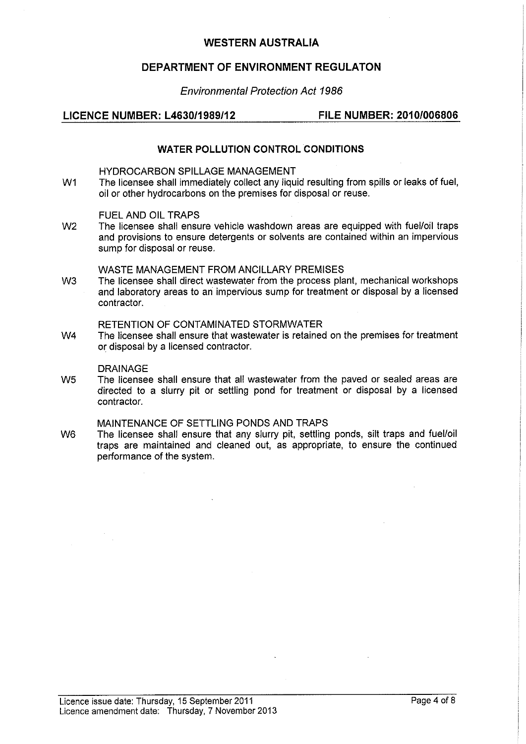# WESTERN AUSTRALIA

## DEPARTMENT OF ENVIRONMENT REGULATON

*Environmental Protection Act 1986*

**LICENCE NUMBER: L4630/1989/12** **FILE NUMBER: 2010/006806**

### WATER POLLUTION CONTROL CONDITIONS

HYDROCARBON SPILLAGE MANAGEMENT

W1 The licensee shall immediately collect any liquid resulting from spills or leaks of fuel, oil or other hydrocarbons on the premises for disposal or reuse.

FUEL AND OIL TRAPS

W2 The licensee shall ensure vehicle washdown areas are equipped with fuel/oil traps and provisions to ensure detergents or solvents are contained within an impervious sump for disposal or reuse.

WASTE MANAGEMENT FROM ANCILLARY PREMISES

W3 The licensee shall direct wastewater from the process plant, mechanical workshops and laboratory areas to an impervious sump for treatment or disposal by a licensed contractor.

RETENTION OF CONTAMINATED STORMWATER

W4 The licensee shall ensure that wastewater is retained on the premises for treatment or disposal by a licensed contractor.

DRAINAGE

W5 The licensee shall ensure that all wastewater from the paved or sealed areas are directed to a slurry pit or settling pond for treatment or disposal by a licensed contractor.

MAINTENANCE OF SETTLING PONDS AND TRAPS

W6 The licensee shall ensure that any slurry pit, settling ponds, silt traps and fuel/oil traps are maintained and cleaned out, as appropriate, to ensure the continued performance of the system.

Licence issue date: Thursday, 15 September 2011
Licence amendment date: Thursday, 7 November 2013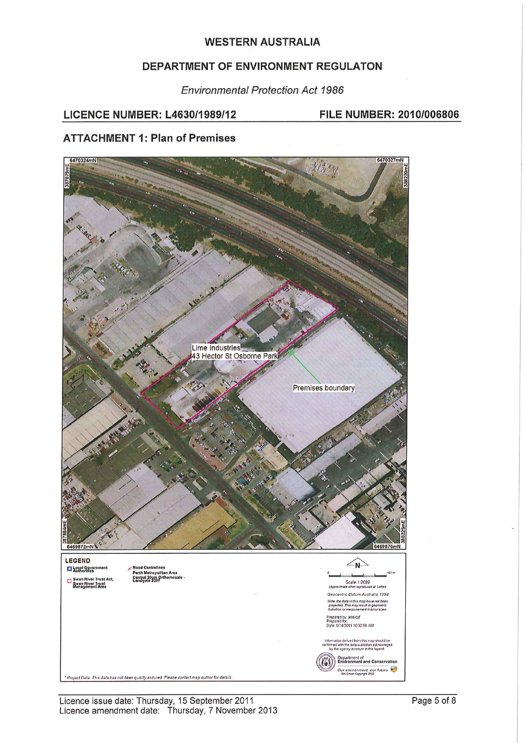# WESTERN AUSTRALIA

## DEPARTMENT OF ENVIRONMENT REGULATON

*Environmental Protection Act 1986*

**LICENCE NUMBER: L4630/1989/12** **FILE NUMBER: 2010/006806**

## ATTACHMENT 1: Plan of Premises

6470324mN 6470327mN
387879mE 388220mE

Lime Industries
43 Hector St Osborne Park

Premises boundary

387884mE 388225mE
6469872mN 6469876mN

**LEGEND**

Local Government Authorities

Swan River Trust Act, Swan River Trust Management Area

Road Centrelines Perth Metropolitan Area

Central 20cm Orthomosaic - Landgate 2007

N

Scale 1:2089
(Approximate when reproduced at Letter)

Geocentric Datum Australia 1994

Note: the data in this map have not been projected. This may result in geometric distortion or measurement inaccuracies.

Prepared by: jessicaf
Prepared for:
Date: 9/14/2011 10:32:56 AM

Information derived from this map should be confirmed with the data custodian acknowledged by the agency acronym in the legend.

Department of Environment and Conservation
Our environment, our future
WA Crown Copyright 2002

* Project Data. This data has not been quality assured. Please contact map author for details.

Licence issue date: Thursday, 15 September 2011
Licence amendment date: Thursday, 7 November 2013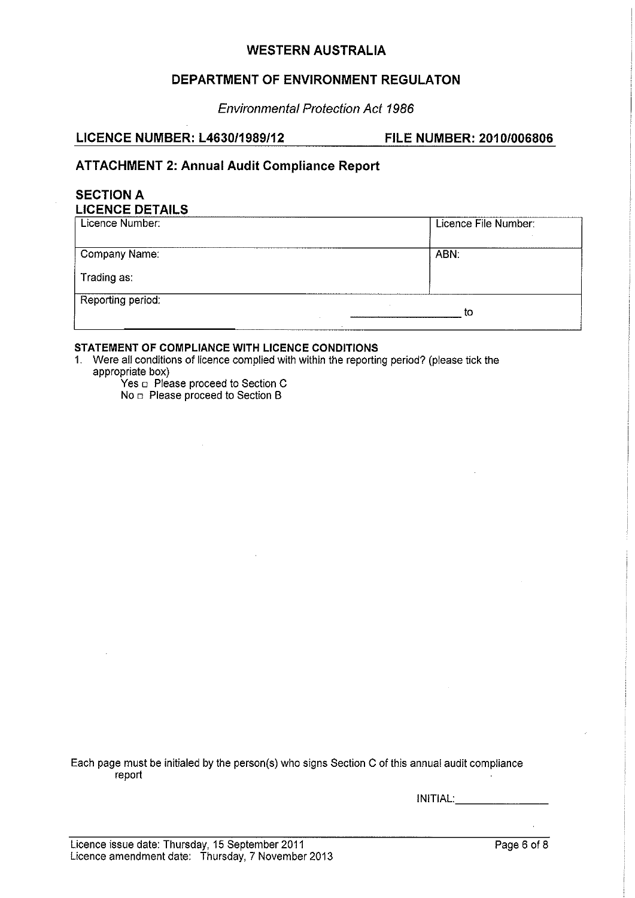# WESTERN AUSTRALIA

## DEPARTMENT OF ENVIRONMENT REGULATON

*Environmental Protection Act 1986*

**LICENCE NUMBER: L4630/1989/12** **FILE NUMBER: 2010/006806**

## ATTACHMENT 2: Annual Audit Compliance Report

### SECTION A
### LICENCE DETAILS

| Licence Number: | Licence File Number: |
|---|---|
| Company Name:<br><br>Trading as: | ABN: |
| Reporting period: ________________ to ________________ | |

**STATEMENT OF COMPLIANCE WITH LICENCE CONDITIONS**

1. Were all conditions of licence complied with within the reporting period? (please tick the appropriate box)

   Yes □ Please proceed to Section C

   No □ Please proceed to Section B

Each page must be initialed by the person(s) who signs Section C of this annual audit compliance report

INITIAL:________________

Licence issue date: Thursday, 15 September 2011
Licence amendment date: Thursday, 7 November 2013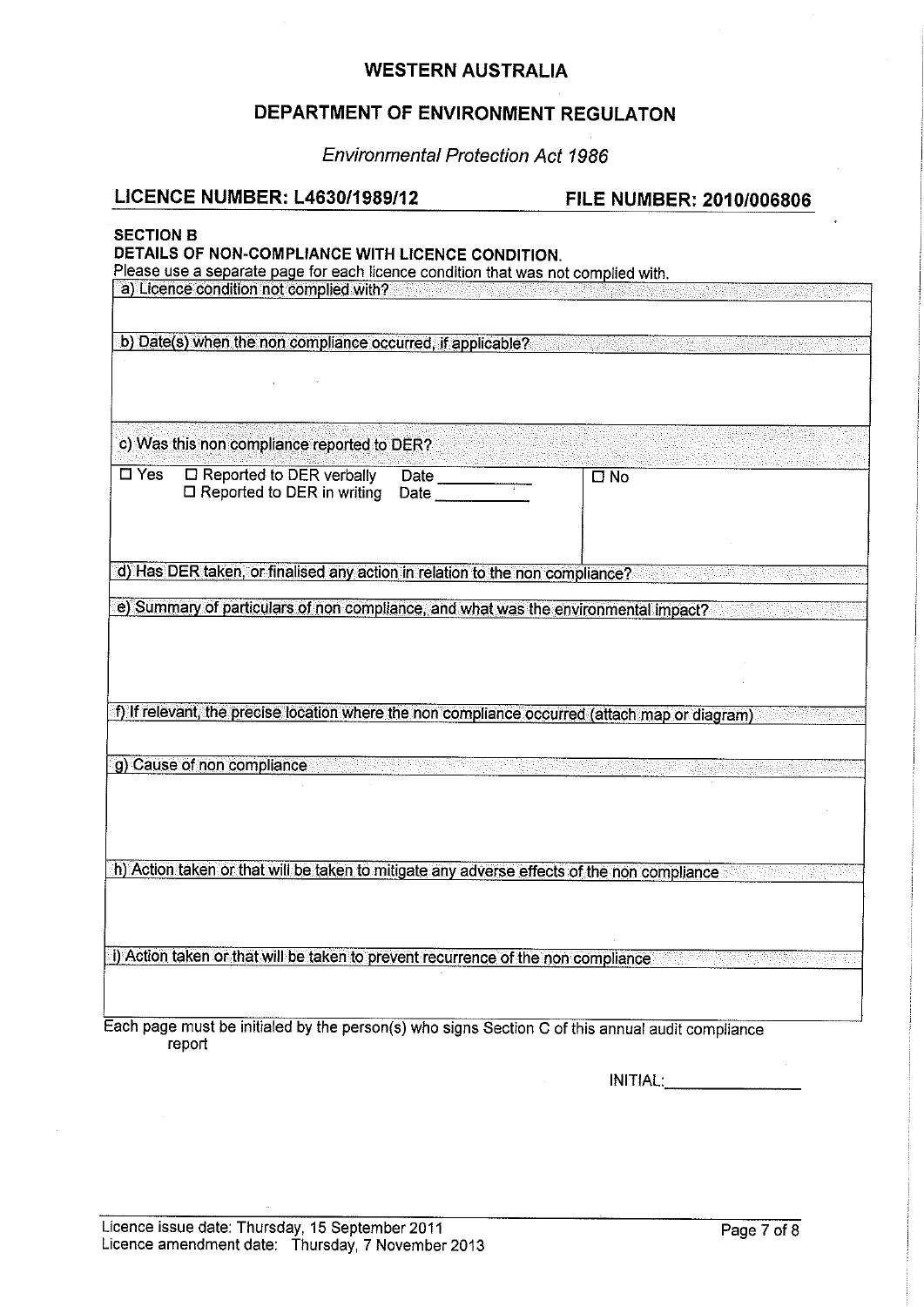# WESTERN AUSTRALIA

## DEPARTMENT OF ENVIRONMENT REGULATON

*Environmental Protection Act 1986*

**LICENCE NUMBER: L4630/1989/12** **FILE NUMBER: 2010/006806**

**SECTION B**
**DETAILS OF NON-COMPLIANCE WITH LICENCE CONDITION.**
Please use a separate page for each licence condition that was not complied with.

| a) Licence condition not complied with? | |
|---|---|
| | |
| b) Date(s) when the non compliance occurred, if applicable? | |
| | |
| c) Was this non compliance reported to DER? | |
| ☐ Yes ☐ Reported to DER verbally Date \_\_\_\_\_\_\_\_\_\_ ☐ Reported to DER in writing Date \_\_\_\_\_\_\_\_\_\_ | ☐ No |
| d) Has DER taken, or finalised any action in relation to the non compliance? | |
| e) Summary of particulars of non compliance, and what was the environmental impact? | |
| | |
| f) If relevant, the precise location where the non compliance occurred (attach map or diagram) | |
| | |
| g) Cause of non compliance | |
| | |
| h) Action taken or that will be taken to mitigate any adverse effects of the non compliance | |
| | |
| i) Action taken or that will be taken to prevent recurrence of the non compliance | |
| | |

Each page must be initialed by the person(s) who signs Section C of this annual audit compliance report

INITIAL:\_\_\_\_\_\_\_\_\_\_\_\_\_\_

Licence issue date: Thursday, 15 September 2011
Licence amendment date: Thursday, 7 November 2013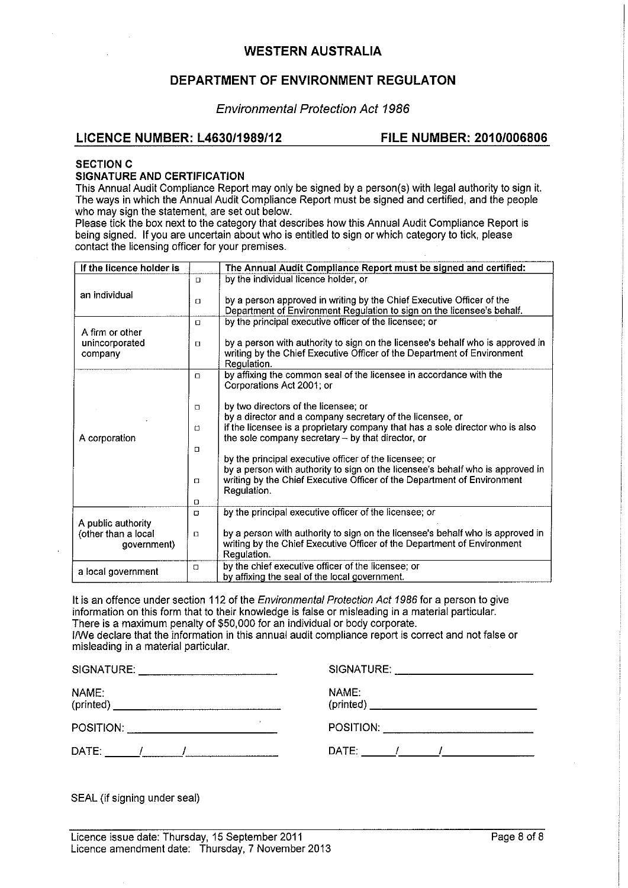# WESTERN AUSTRALIA

## DEPARTMENT OF ENVIRONMENT REGULATON

*Environmental Protection Act 1986*

**LICENCE NUMBER: L4630/1989/12** **FILE NUMBER: 2010/006806**

### SECTION C

### SIGNATURE AND CERTIFICATION

This Annual Audit Compliance Report may only be signed by a person(s) with legal authority to sign it. The ways in which the Annual Audit Compliance Report must be signed and certified, and the people who may sign the statement, are set out below.

Please tick the box next to the category that describes how this Annual Audit Compliance Report is being signed. If you are uncertain about who is entitled to sign or which category to tick, please contact the licensing officer for your premises.

| If the licence holder is | | The Annual Audit Compliance Report must be signed and certified: |
|---|---|---|
| an individual | □ | by the individual licence holder, or |
| | □ | by a person approved in writing by the Chief Executive Officer of the Department of Environment Regulation to sign on the licensee's behalf. |
| A firm or other unincorporated company | □ | by the principal executive officer of the licensee; or |
| | □ | by a person with authority to sign on the licensee's behalf who is approved in writing by the Chief Executive Officer of the Department of Environment Regulation. |
| A corporation | □ | by affixing the common seal of the licensee in accordance with the Corporations Act 2001; or |
| | □ | by two directors of the licensee; or |
| | □ | by a director and a company secretary of the licensee, or |
| | □ | if the licensee is a proprietary company that has a sole director who is also the sole company secretary – by that director, or |
| | □ | by the principal executive officer of the licensee; or |
| | □ | by a person with authority to sign on the licensee's behalf who is approved in writing by the Chief Executive Officer of the Department of Environment Regulation. |
| A public authority (other than a local government) | □ | by the principal executive officer of the licensee; or |
| | □ | by a person with authority to sign on the licensee's behalf who is approved in writing by the Chief Executive Officer of the Department of Environment Regulation. |
| a local government | □ | by the chief executive officer of the licensee; or |
| | | by affixing the seal of the local government. |

It is an offence under section 112 of the *Environmental Protection Act 1986* for a person to give information on this form that to their knowledge is false or misleading in a material particular. There is a maximum penalty of $50,000 for an individual or body corporate.

I/We declare that the information in this annual audit compliance report is correct and not false or misleading in a material particular.

SIGNATURE: ______________________ SIGNATURE: ______________________

NAME: (printed) ______________________ NAME: (printed) ______________________

POSITION: ______________________ POSITION: ______________________

DATE: ____/____/________ DATE: ____/____/________

SEAL (if signing under seal)

Licence issue date: Thursday, 15 September 2011
Licence amendment date: Thursday, 7 November 2013